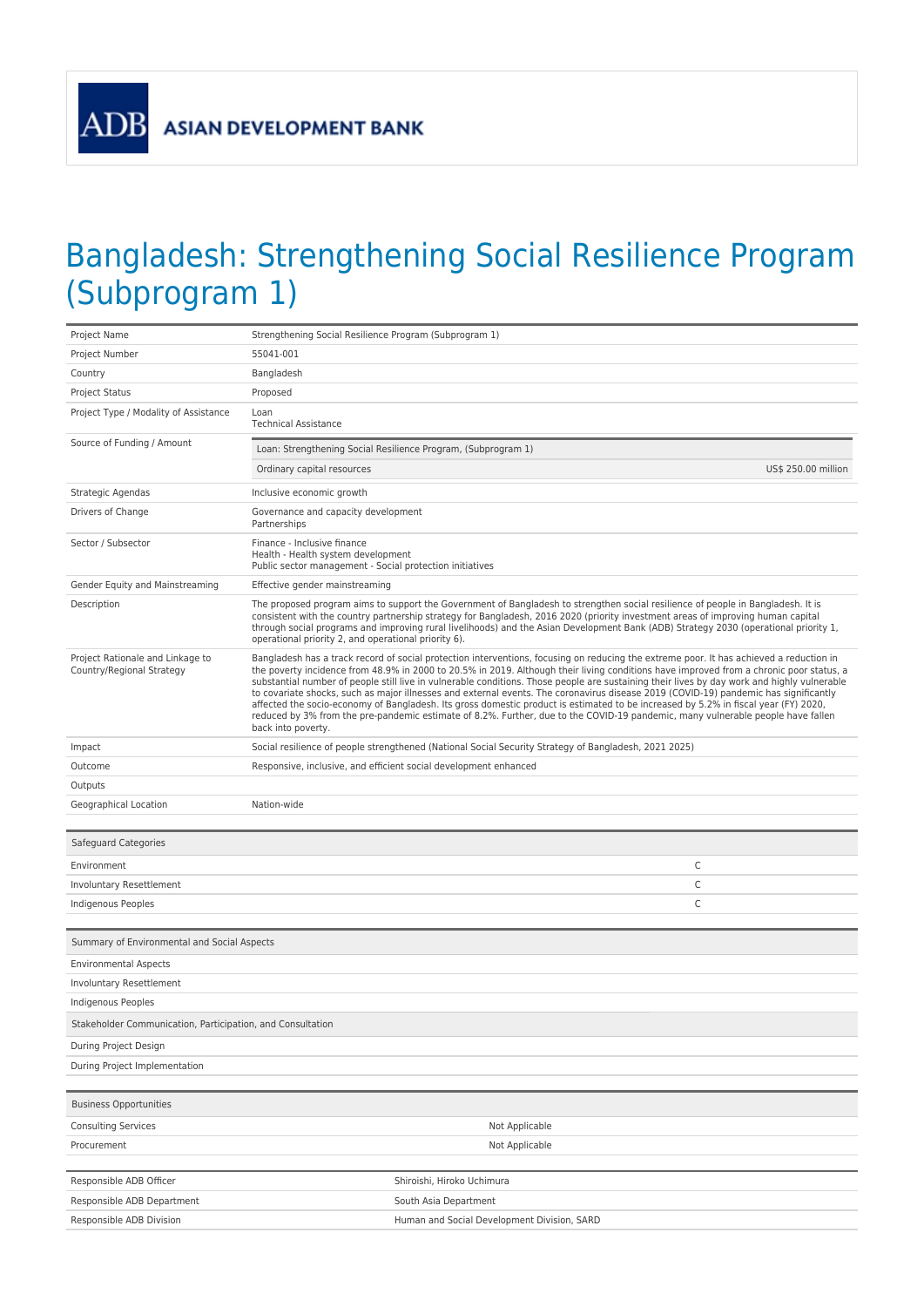ASIAN DEVELOPMENT BANK

# Bangladesh: Strengthening Social Resilience Program (Subprogram 1)

| | |
|---|---|
| Project Name | Strengthening Social Resilience Program (Subprogram 1) |
| Project Number | 55041-001 |
| Country | Bangladesh |
| Project Status | Proposed |
| Project Type / Modality of Assistance | Loan<br>Technical Assistance |
| Source of Funding / Amount | Loan: Strengthening Social Resilience Program, (Subprogram 1)<br>Ordinary capital resources US$ 250.00 million |
| Strategic Agendas | Inclusive economic growth |
| Drivers of Change | Governance and capacity development<br>Partnerships |
| Sector / Subsector | Finance - Inclusive finance<br>Health - Health system development<br>Public sector management - Social protection initiatives |
| Gender Equity and Mainstreaming | Effective gender mainstreaming |
| Description | The proposed program aims to support the Government of Bangladesh to strengthen social resilience of people in Bangladesh. It is consistent with the country partnership strategy for Bangladesh, 2016 2020 (priority investment areas of improving human capital through social programs and improving rural livelihoods) and the Asian Development Bank (ADB) Strategy 2030 (operational priority 1, operational priority 2, and operational priority 6). |
| Project Rationale and Linkage to Country/Regional Strategy | Bangladesh has a track record of social protection interventions, focusing on reducing the extreme poor. It has achieved a reduction in the poverty incidence from 48.9% in 2000 to 20.5% in 2019. Although their living conditions have improved from a chronic poor status, a substantial number of people still live in vulnerable conditions. Those people are sustaining their lives by day work and highly vulnerable to covariate shocks, such as major illnesses and external events. The coronavirus disease 2019 (COVID-19) pandemic has significantly affected the socio-economy of Bangladesh. Its gross domestic product is estimated to be increased by 5.2% in fiscal year (FY) 2020, reduced by 3% from the pre-pandemic estimate of 8.2%. Further, due to the COVID-19 pandemic, many vulnerable people have fallen back into poverty. |
| Impact | Social resilience of people strengthened (National Social Security Strategy of Bangladesh, 2021 2025) |
| Outcome | Responsive, inclusive, and efficient social development enhanced |
| Outputs | |
| Geographical Location | Nation-wide |

| Safeguard Categories | |
|---|---|
| Environment | C |
| Involuntary Resettlement | C |
| Indigenous Peoples | C |

| Summary of Environmental and Social Aspects |
|---|
| Environmental Aspects |
| Involuntary Resettlement |
| Indigenous Peoples |
| **Stakeholder Communication, Participation, and Consultation** |
| During Project Design |
| During Project Implementation |

| Business Opportunities | |
|---|---|
| Consulting Services | Not Applicable |
| Procurement | Not Applicable |

| | |
|---|---|
| Responsible ADB Officer | Shiroishi, Hiroko Uchimura |
| Responsible ADB Department | South Asia Department |
| Responsible ADB Division | Human and Social Development Division, SARD |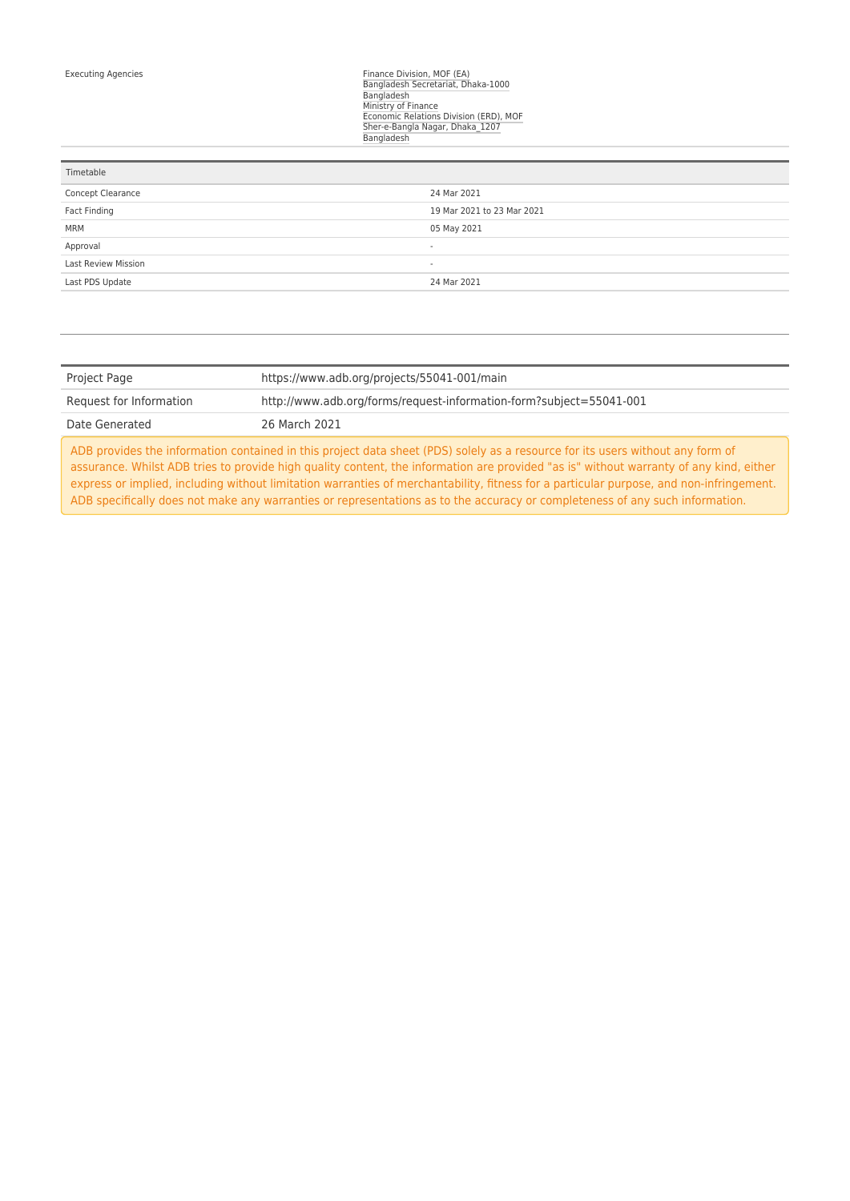| | |
|---|---|
| Executing Agencies | Finance Division, MOF (EA)<br>Bangladesh Secretariat, Dhaka-1000<br>Bangladesh<br>Ministry of Finance<br>Economic Relations Division (ERD), MOF<br>Sher-e-Bangla Nagar, Dhaka_1207<br>Bangladesh |

| Timetable | |
|---|---|
| Concept Clearance | 24 Mar 2021 |
| Fact Finding | 19 Mar 2021 to 23 Mar 2021 |
| MRM | 05 May 2021 |
| Approval | - |
| Last Review Mission | - |
| Last PDS Update | 24 Mar 2021 |

| | |
|---|---|
| Project Page | https://www.adb.org/projects/55041-001/main |
| Request for Information | http://www.adb.org/forms/request-information-form?subject=55041-001 |
| Date Generated | 26 March 2021 |

ADB provides the information contained in this project data sheet (PDS) solely as a resource for its users without any form of assurance. Whilst ADB tries to provide high quality content, the information are provided "as is" without warranty of any kind, either express or implied, including without limitation warranties of merchantability, fitness for a particular purpose, and non-infringement. ADB specifically does not make any warranties or representations as to the accuracy or completeness of any such information.